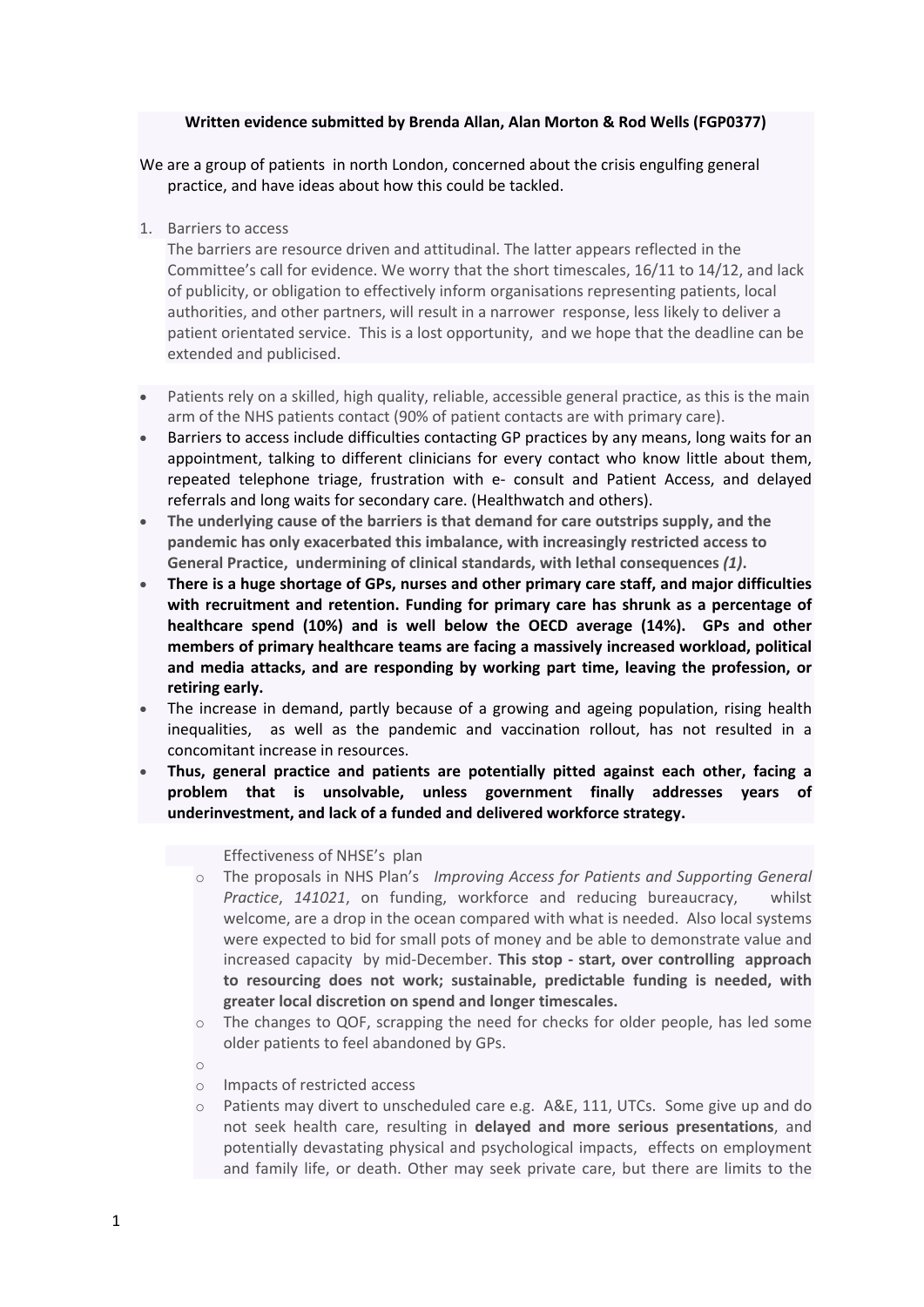**Written evidence submitted by Brenda Allan, Alan Morton & Rod Wells (FGP0377)**

We are a group of patients in north London, concerned about the crisis engulfing general practice, and have ideas about how this could be tackled.

1. Barriers to access

   The barriers are resource driven and attitudinal. The latter appears reflected in the Committee's call for evidence. We worry that the short timescales, 16/11 to 14/12, and lack of publicity, or obligation to effectively inform organisations representing patients, local authorities, and other partners, will result in a narrower response, less likely to deliver a patient orientated service. This is a lost opportunity, and we hope that the deadline can be extended and publicised.

- Patients rely on a skilled, high quality, reliable, accessible general practice, as this is the main arm of the NHS patients contact (90% of patient contacts are with primary care).
- Barriers to access include difficulties contacting GP practices by any means, long waits for an appointment, talking to different clinicians for every contact who know little about them, repeated telephone triage, frustration with e- consult and Patient Access, and delayed referrals and long waits for secondary care. (Healthwatch and others).
- **The underlying cause of the barriers is that demand for care outstrips supply, and the pandemic has only exacerbated this imbalance, with increasingly restricted access to General Practice, undermining of clinical standards, with lethal consequences *(1)*.**
- **There is a huge shortage of GPs, nurses and other primary care staff, and major difficulties with recruitment and retention. Funding for primary care has shrunk as a percentage of healthcare spend (10%) and is well below the OECD average (14%). GPs and other members of primary healthcare teams are facing a massively increased workload, political and media attacks, and are responding by working part time, leaving the profession, or retiring early.**
- The increase in demand, partly because of a growing and ageing population, rising health inequalities, as well as the pandemic and vaccination rollout, has not resulted in a concomitant increase in resources.
- **Thus, general practice and patients are potentially pitted against each other, facing a problem that is unsolvable, unless government finally addresses years of underinvestment, and lack of a funded and delivered workforce strategy.**

Effectiveness of NHSE's plan

- The proposals in NHS Plan's *Improving Access for Patients and Supporting General Practice*, *141021*, on funding, workforce and reducing bureaucracy, whilst welcome, are a drop in the ocean compared with what is needed. Also local systems were expected to bid for small pots of money and be able to demonstrate value and increased capacity by mid-December. **This stop - start, over controlling approach to resourcing does not work; sustainable, predictable funding is needed, with greater local discretion on spend and longer timescales.**
- The changes to QOF, scrapping the need for checks for older people, has led some older patients to feel abandoned by GPs.

Impacts of restricted access

- Patients may divert to unscheduled care e.g. A&E, 111, UTCs. Some give up and do not seek health care, resulting in **delayed and more serious presentations**, and potentially devastating physical and psychological impacts, effects on employment and family life, or death. Other may seek private care, but there are limits to the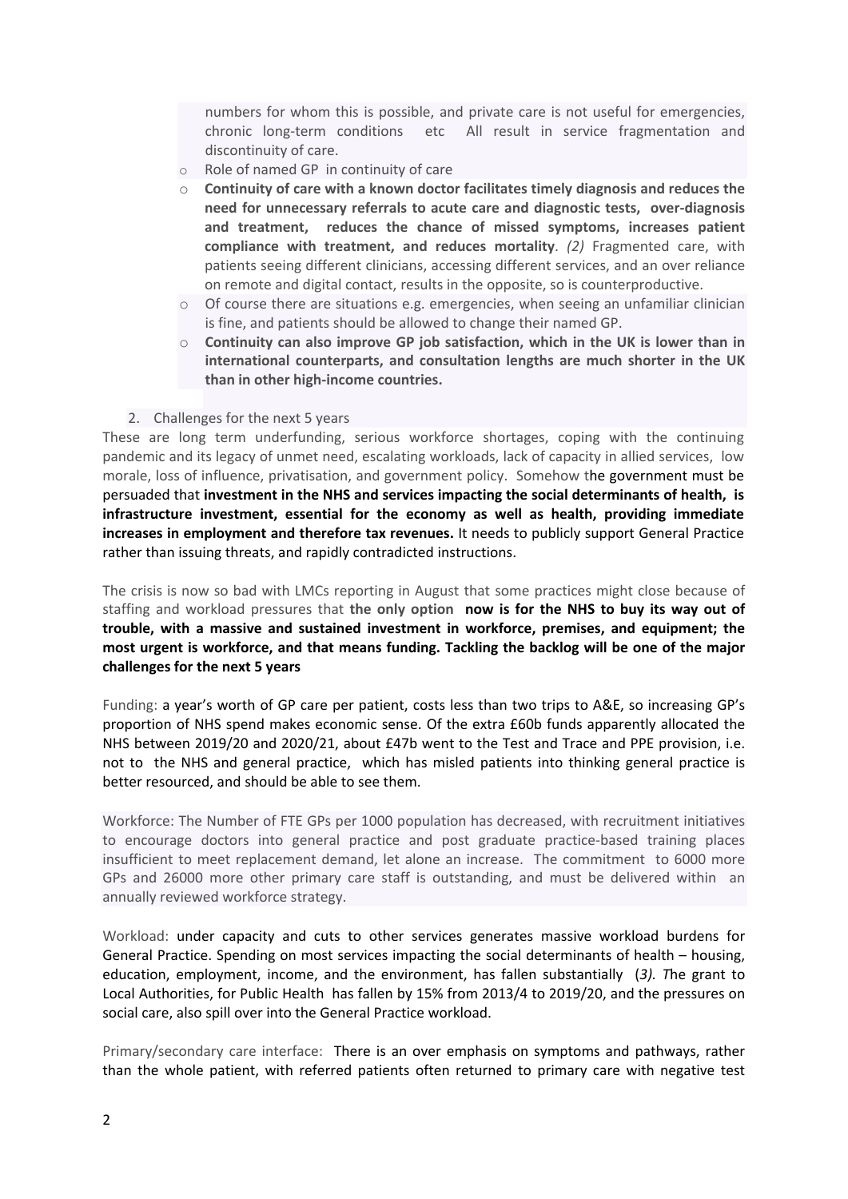numbers for whom this is possible, and private care is not useful for emergencies, chronic long-term conditions etc All result in service fragmentation and discontinuity of care.

- Role of named GP in continuity of care
- **Continuity of care with a known doctor facilitates timely diagnosis and reduces the need for unnecessary referrals to acute care and diagnostic tests, over-diagnosis and treatment, reduces the chance of missed symptoms, increases patient compliance with treatment, and reduces mortality**. *(2)* Fragmented care, with patients seeing different clinicians, accessing different services, and an over reliance on remote and digital contact, results in the opposite, so is counterproductive.
- Of course there are situations e.g. emergencies, when seeing an unfamiliar clinician is fine, and patients should be allowed to change their named GP.
- **Continuity can also improve GP job satisfaction, which in the UK is lower than in international counterparts, and consultation lengths are much shorter in the UK than in other high-income countries.**

2. Challenges for the next 5 years

These are long term underfunding, serious workforce shortages, coping with the continuing pandemic and its legacy of unmet need, escalating workloads, lack of capacity in allied services, low morale, loss of influence, privatisation, and government policy. Somehow the government must be persuaded that **investment in the NHS and services impacting the social determinants of health, is infrastructure investment, essential for the economy as well as health, providing immediate increases in employment and therefore tax revenues.** It needs to publicly support General Practice rather than issuing threats, and rapidly contradicted instructions.

The crisis is now so bad with LMCs reporting in August that some practices might close because of staffing and workload pressures that **the only option now is for the NHS to buy its way out of trouble, with a massive and sustained investment in workforce, premises, and equipment; the most urgent is workforce, and that means funding. Tackling the backlog will be one of the major challenges for the next 5 years**

Funding: a year's worth of GP care per patient, costs less than two trips to A&E, so increasing GP's proportion of NHS spend makes economic sense. Of the extra £60b funds apparently allocated the NHS between 2019/20 and 2020/21, about £47b went to the Test and Trace and PPE provision, i.e. not to the NHS and general practice, which has misled patients into thinking general practice is better resourced, and should be able to see them.

Workforce: The Number of FTE GPs per 1000 population has decreased, with recruitment initiatives to encourage doctors into general practice and post graduate practice-based training places insufficient to meet replacement demand, let alone an increase. The commitment to 6000 more GPs and 26000 more other primary care staff is outstanding, and must be delivered within an annually reviewed workforce strategy.

Workload: under capacity and cuts to other services generates massive workload burdens for General Practice. Spending on most services impacting the social determinants of health – housing, education, employment, income, and the environment, has fallen substantially (*3). T*he grant to Local Authorities, for Public Health has fallen by 15% from 2013/4 to 2019/20, and the pressures on social care, also spill over into the General Practice workload.

Primary/secondary care interface: There is an over emphasis on symptoms and pathways, rather than the whole patient, with referred patients often returned to primary care with negative test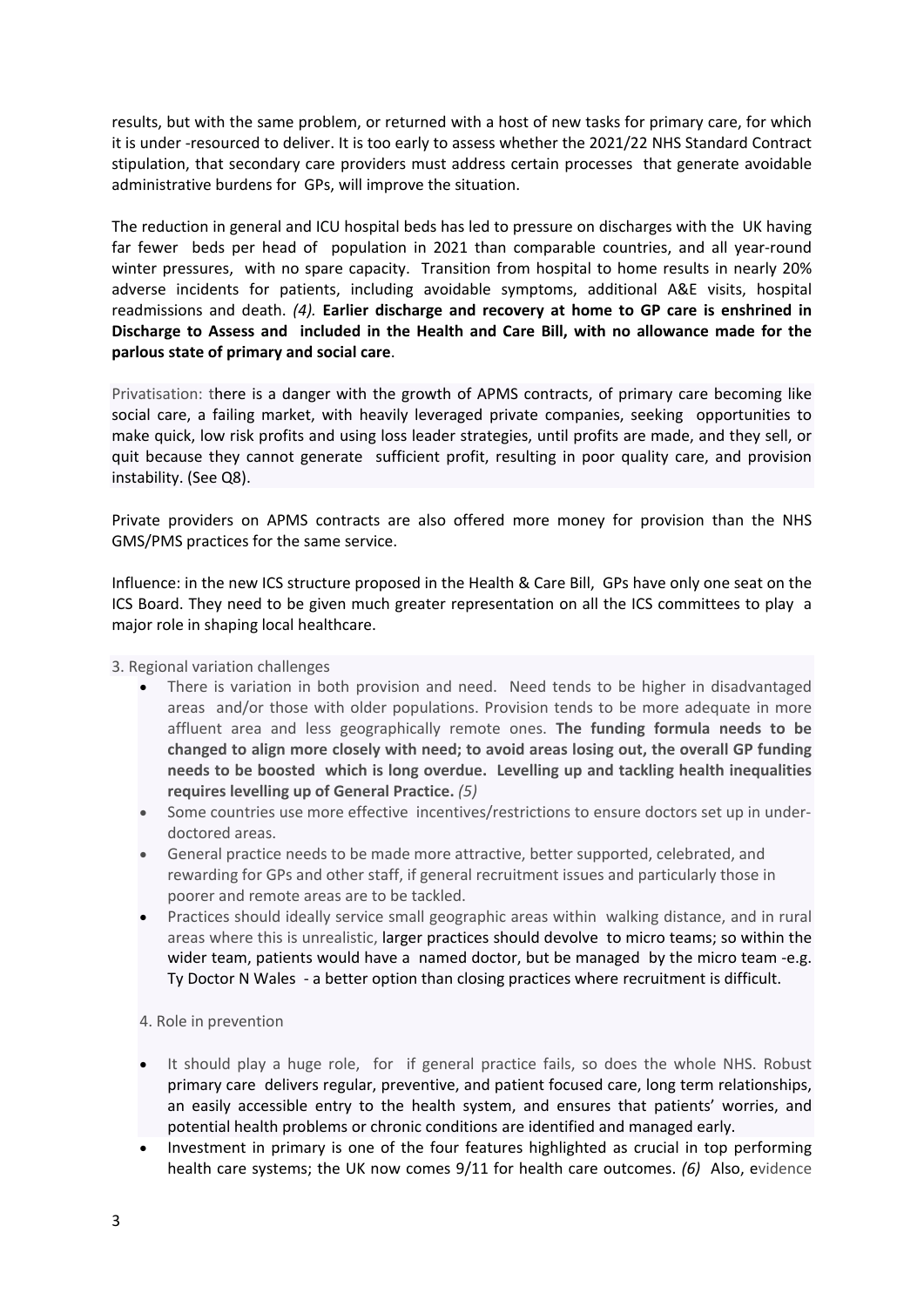results, but with the same problem, or returned with a host of new tasks for primary care, for which it is under -resourced to deliver. It is too early to assess whether the 2021/22 NHS Standard Contract stipulation, that secondary care providers must address certain processes that generate avoidable administrative burdens for GPs, will improve the situation.

The reduction in general and ICU hospital beds has led to pressure on discharges with the UK having far fewer beds per head of population in 2021 than comparable countries, and all year-round winter pressures, with no spare capacity. Transition from hospital to home results in nearly 20% adverse incidents for patients, including avoidable symptoms, additional A&E visits, hospital readmissions and death. *(4).* **Earlier discharge and recovery at home to GP care is enshrined in Discharge to Assess and included in the Health and Care Bill, with no allowance made for the parlous state of primary and social care**.

Privatisation: there is a danger with the growth of APMS contracts, of primary care becoming like social care, a failing market, with heavily leveraged private companies, seeking opportunities to make quick, low risk profits and using loss leader strategies, until profits are made, and they sell, or quit because they cannot generate sufficient profit, resulting in poor quality care, and provision instability. (See Q8).

Private providers on APMS contracts are also offered more money for provision than the NHS GMS/PMS practices for the same service.

Influence: in the new ICS structure proposed in the Health & Care Bill, GPs have only one seat on the ICS Board. They need to be given much greater representation on all the ICS committees to play a major role in shaping local healthcare.

3. Regional variation challenges

- There is variation in both provision and need. Need tends to be higher in disadvantaged areas and/or those with older populations. Provision tends to be more adequate in more affluent area and less geographically remote ones. **The funding formula needs to be changed to align more closely with need; to avoid areas losing out, the overall GP funding needs to be boosted which is long overdue. Levelling up and tackling health inequalities requires levelling up of General Practice.** *(5)*
- Some countries use more effective incentives/restrictions to ensure doctors set up in under-doctored areas.
- General practice needs to be made more attractive, better supported, celebrated, and rewarding for GPs and other staff, if general recruitment issues and particularly those in poorer and remote areas are to be tackled.
- Practices should ideally service small geographic areas within walking distance, and in rural areas where this is unrealistic, larger practices should devolve to micro teams; so within the wider team, patients would have a named doctor, but be managed by the micro team -e.g. Ty Doctor N Wales - a better option than closing practices where recruitment is difficult.

4. Role in prevention

- It should play a huge role, for if general practice fails, so does the whole NHS. Robust primary care delivers regular, preventive, and patient focused care, long term relationships, an easily accessible entry to the health system, and ensures that patients' worries, and potential health problems or chronic conditions are identified and managed early.
- Investment in primary is one of the four features highlighted as crucial in top performing health care systems; the UK now comes 9/11 for health care outcomes. *(6)* Also, evidence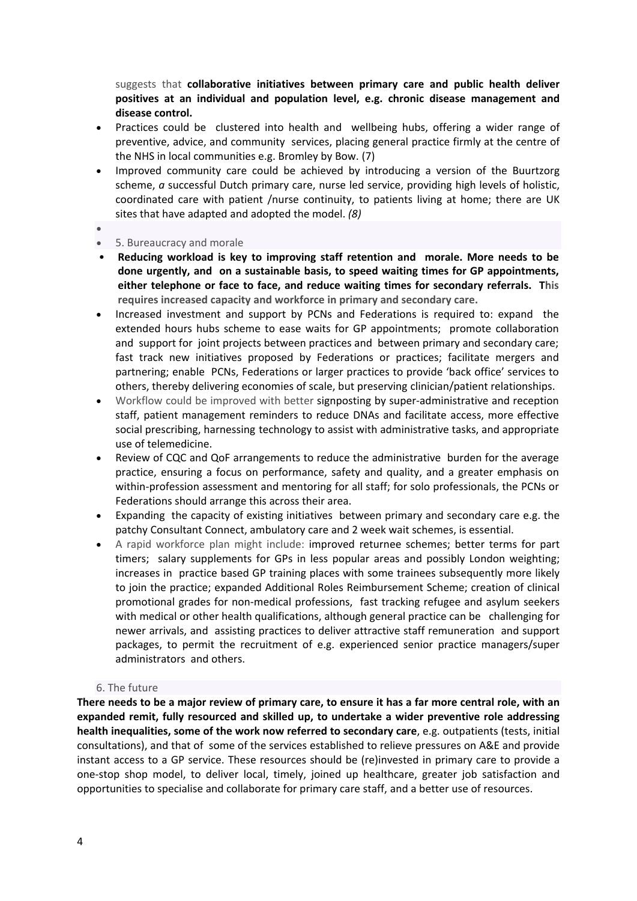suggests that **collaborative initiatives between primary care and public health deliver positives at an individual and population level, e.g. chronic disease management and disease control.**

- Practices could be clustered into health and wellbeing hubs, offering a wider range of preventive, advice, and community services, placing general practice firmly at the centre of the NHS in local communities e.g. Bromley by Bow. (7)
- Improved community care could be achieved by introducing a version of the Buurtzorg scheme, *a* successful Dutch primary care, nurse led service, providing high levels of holistic, coordinated care with patient /nurse continuity, to patients living at home; there are UK sites that have adapted and adopted the model. *(8)*

## 5. Bureaucracy and morale

- **Reducing workload is key to improving staff retention and morale. More needs to be done urgently, and on a sustainable basis, to speed waiting times for GP appointments, either telephone or face to face, and reduce waiting times for secondary referrals. This requires increased capacity and workforce in primary and secondary care.**
- Increased investment and support by PCNs and Federations is required to: expand the extended hours hubs scheme to ease waits for GP appointments; promote collaboration and support for joint projects between practices and between primary and secondary care; fast track new initiatives proposed by Federations or practices; facilitate mergers and partnering; enable PCNs, Federations or larger practices to provide 'back office' services to others, thereby delivering economies of scale, but preserving clinician/patient relationships.
- Workflow could be improved with better signposting by super-administrative and reception staff, patient management reminders to reduce DNAs and facilitate access, more effective social prescribing, harnessing technology to assist with administrative tasks, and appropriate use of telemedicine.
- Review of CQC and QoF arrangements to reduce the administrative burden for the average practice, ensuring a focus on performance, safety and quality, and a greater emphasis on within-profession assessment and mentoring for all staff; for solo professionals, the PCNs or Federations should arrange this across their area.
- Expanding the capacity of existing initiatives between primary and secondary care e.g. the patchy Consultant Connect, ambulatory care and 2 week wait schemes, is essential.
- A rapid workforce plan might include: improved returnee schemes; better terms for part timers; salary supplements for GPs in less popular areas and possibly London weighting; increases in practice based GP training places with some trainees subsequently more likely to join the practice; expanded Additional Roles Reimbursement Scheme; creation of clinical promotional grades for non-medical professions, fast tracking refugee and asylum seekers with medical or other health qualifications, although general practice can be challenging for newer arrivals, and assisting practices to deliver attractive staff remuneration and support packages, to permit the recruitment of e.g. experienced senior practice managers/super administrators and others.

## 6. The future

**There needs to be a major review of primary care, to ensure it has a far more central role, with an expanded remit, fully resourced and skilled up, to undertake a wider preventive role addressing health inequalities, some of the work now referred to secondary care**, e.g. outpatients (tests, initial consultations), and that of some of the services established to relieve pressures on A&E and provide instant access to a GP service. These resources should be (re)invested in primary care to provide a one-stop shop model, to deliver local, timely, joined up healthcare, greater job satisfaction and opportunities to specialise and collaborate for primary care staff, and a better use of resources.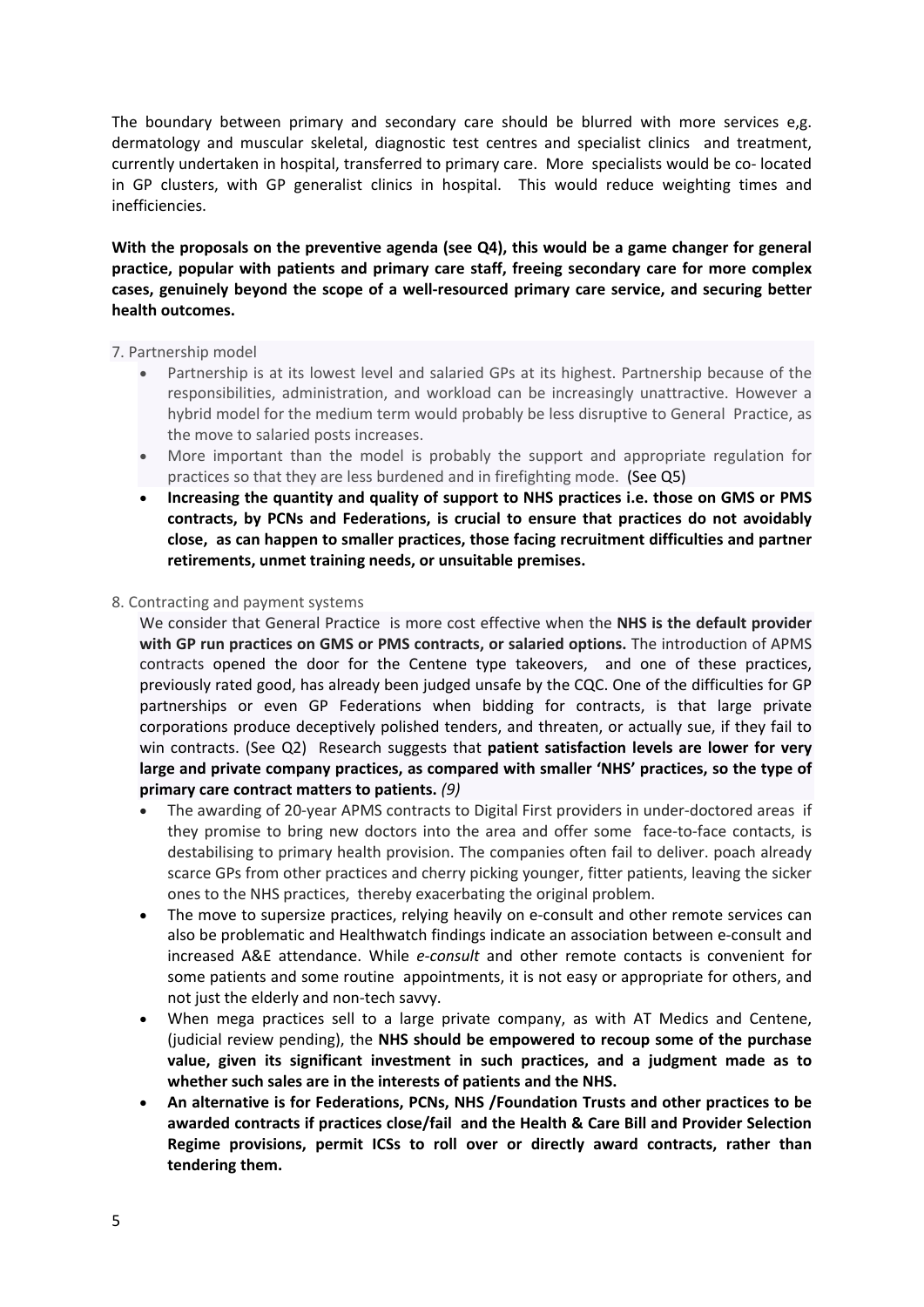The boundary between primary and secondary care should be blurred with more services e,g. dermatology and muscular skeletal, diagnostic test centres and specialist clinics and treatment, currently undertaken in hospital, transferred to primary care. More specialists would be co- located in GP clusters, with GP generalist clinics in hospital. This would reduce weighting times and inefficiencies.

**With the proposals on the preventive agenda (see Q4), this would be a game changer for general practice, popular with patients and primary care staff, freeing secondary care for more complex cases, genuinely beyond the scope of a well-resourced primary care service, and securing better health outcomes.**

7. Partnership model

- Partnership is at its lowest level and salaried GPs at its highest. Partnership because of the responsibilities, administration, and workload can be increasingly unattractive. However a hybrid model for the medium term would probably be less disruptive to General Practice, as the move to salaried posts increases.
- More important than the model is probably the support and appropriate regulation for practices so that they are less burdened and in firefighting mode. (See Q5)
- **Increasing the quantity and quality of support to NHS practices i.e. those on GMS or PMS contracts, by PCNs and Federations, is crucial to ensure that practices do not avoidably close, as can happen to smaller practices, those facing recruitment difficulties and partner retirements, unmet training needs, or unsuitable premises.**

8. Contracting and payment systems

We consider that General Practice is more cost effective when the **NHS is the default provider with GP run practices on GMS or PMS contracts, or salaried options.** The introduction of APMS contracts opened the door for the Centene type takeovers, and one of these practices, previously rated good, has already been judged unsafe by the CQC. One of the difficulties for GP partnerships or even GP Federations when bidding for contracts, is that large private corporations produce deceptively polished tenders, and threaten, or actually sue, if they fail to win contracts. (See Q2) Research suggests that **patient satisfaction levels are lower for very large and private company practices, as compared with smaller 'NHS' practices, so the type of primary care contract matters to patients.** *(9)*

- The awarding of 20-year APMS contracts to Digital First providers in under-doctored areas if they promise to bring new doctors into the area and offer some face-to-face contacts, is destabilising to primary health provision. The companies often fail to deliver. poach already scarce GPs from other practices and cherry picking younger, fitter patients, leaving the sicker ones to the NHS practices, thereby exacerbating the original problem.
- The move to supersize practices, relying heavily on e-consult and other remote services can also be problematic and Healthwatch findings indicate an association between e-consult and increased A&E attendance. While *e-consult* and other remote contacts is convenient for some patients and some routine appointments, it is not easy or appropriate for others, and not just the elderly and non-tech savvy.
- When mega practices sell to a large private company, as with AT Medics and Centene, (judicial review pending), the **NHS should be empowered to recoup some of the purchase value, given its significant investment in such practices, and a judgment made as to whether such sales are in the interests of patients and the NHS.**
- **An alternative is for Federations, PCNs, NHS /Foundation Trusts and other practices to be awarded contracts if practices close/fail and the Health & Care Bill and Provider Selection Regime provisions, permit ICSs to roll over or directly award contracts, rather than tendering them.**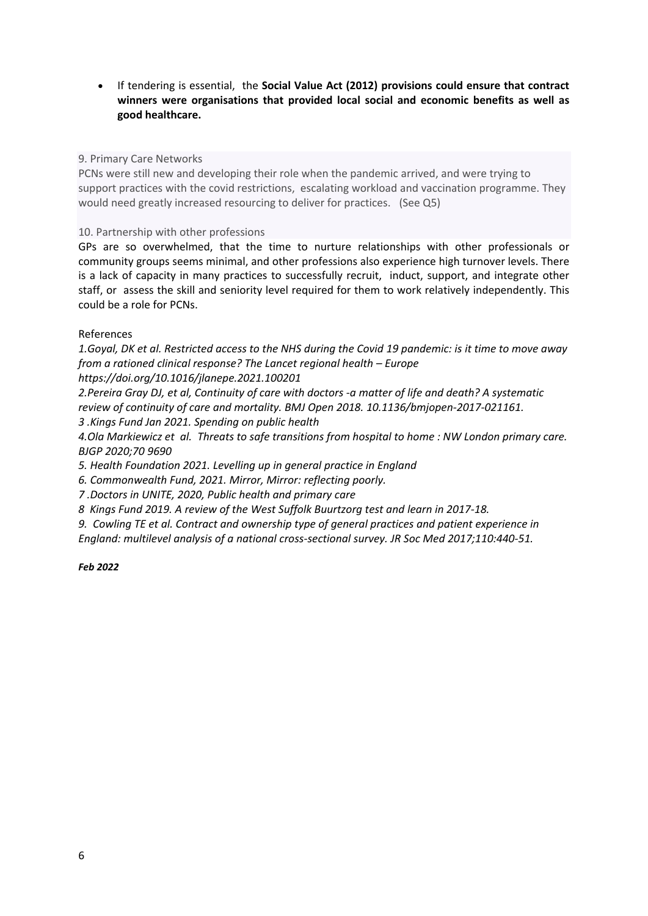- If tendering is essential, the **Social Value Act (2012) provisions could ensure that contract winners were organisations that provided local social and economic benefits as well as good healthcare.**

### 9. Primary Care Networks

PCNs were still new and developing their role when the pandemic arrived, and were trying to support practices with the covid restrictions, escalating workload and vaccination programme. They would need greatly increased resourcing to deliver for practices. (See Q5)

### 10. Partnership with other professions

GPs are so overwhelmed, that the time to nurture relationships with other professionals or community groups seems minimal, and other professions also experience high turnover levels. There is a lack of capacity in many practices to successfully recruit, induct, support, and integrate other staff, or assess the skill and seniority level required for them to work relatively independently. This could be a role for PCNs.

References

*1.Goyal, DK et al. Restricted access to the NHS during the Covid 19 pandemic: is it time to move away from a rationed clinical response? The Lancet regional health – Europe https://doi.org/10.1016/jlanepe.2021.100201*

*2.Pereira Gray DJ, et al, Continuity of care with doctors -a matter of life and death? A systematic review of continuity of care and mortality. BMJ Open 2018. 10.1136/bmjopen-2017-021161.*

*3 .Kings Fund Jan 2021. Spending on public health*

*4.Ola Markiewicz et al. Threats to safe transitions from hospital to home : NW London primary care. BJGP 2020;70 9690*

*5. Health Foundation 2021. Levelling up in general practice in England*

*6. Commonwealth Fund, 2021. Mirror, Mirror: reflecting poorly.*

*7 .Doctors in UNITE, 2020, Public health and primary care*

*8 Kings Fund 2019. A review of the West Suffolk Buurtzorg test and learn in 2017-18.*

*9. Cowling TE et al. Contract and ownership type of general practices and patient experience in England: multilevel analysis of a national cross-sectional survey. JR Soc Med 2017;110:440-51.*

***Feb 2022***